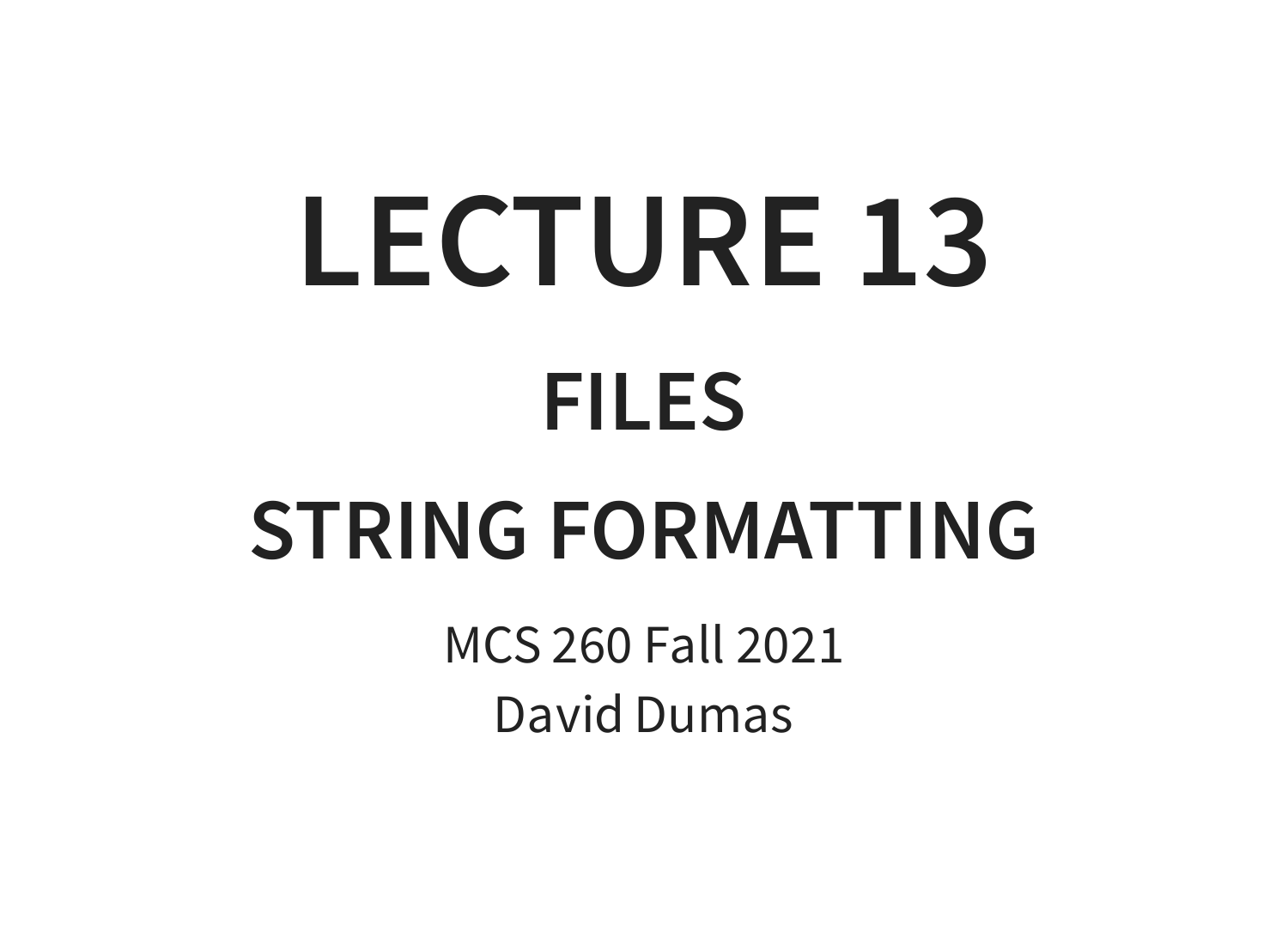# LECTURE 13

## FILES

## STRING FORMATTING

MCS 260 Fall 2021

David Dumas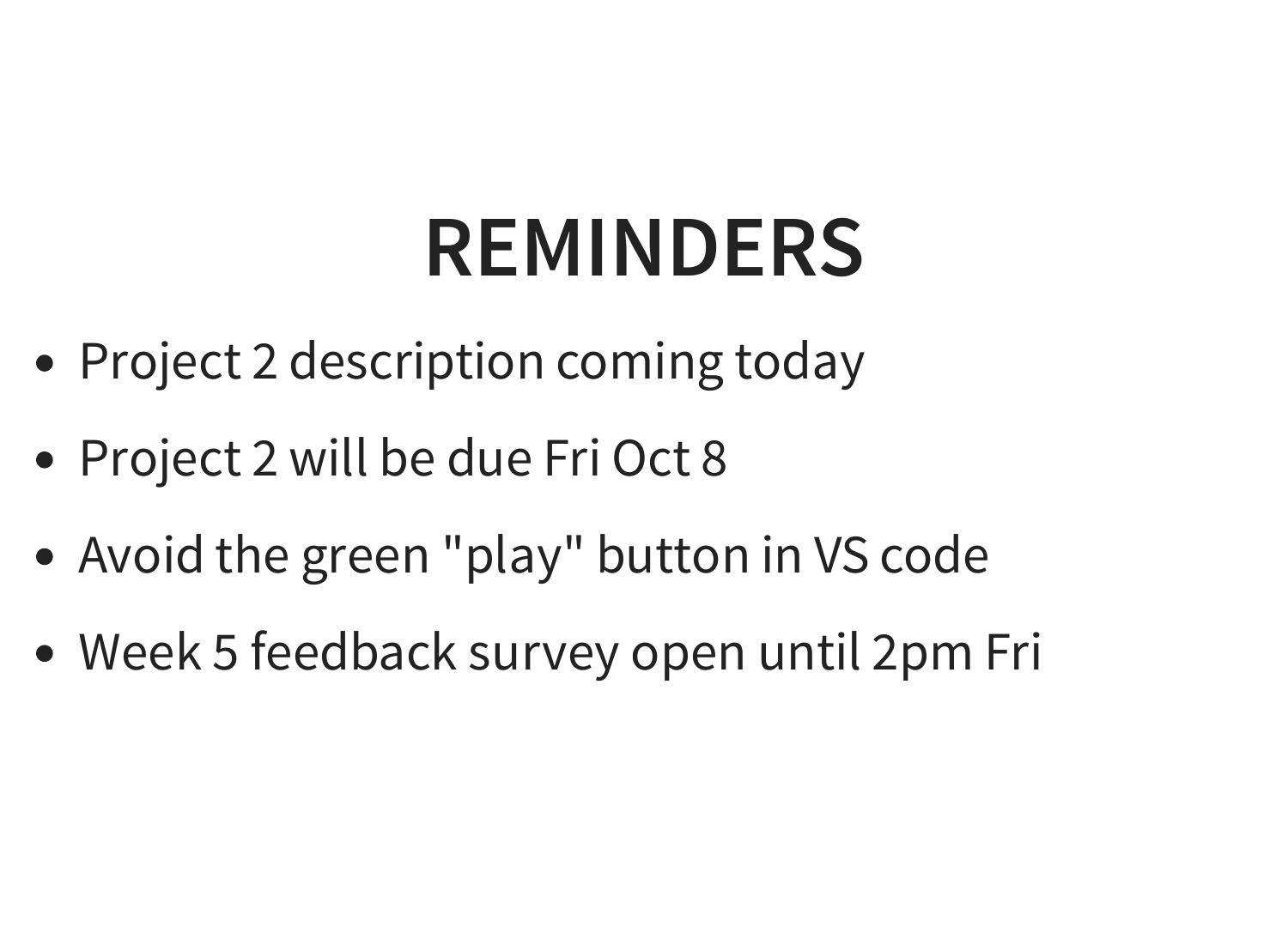# REMINDERS

- Project 2 description coming today
- Project 2 will be due Fri Oct 8
- Avoid the green "play" button in VS code
- Week 5 feedback survey open until 2pm Fri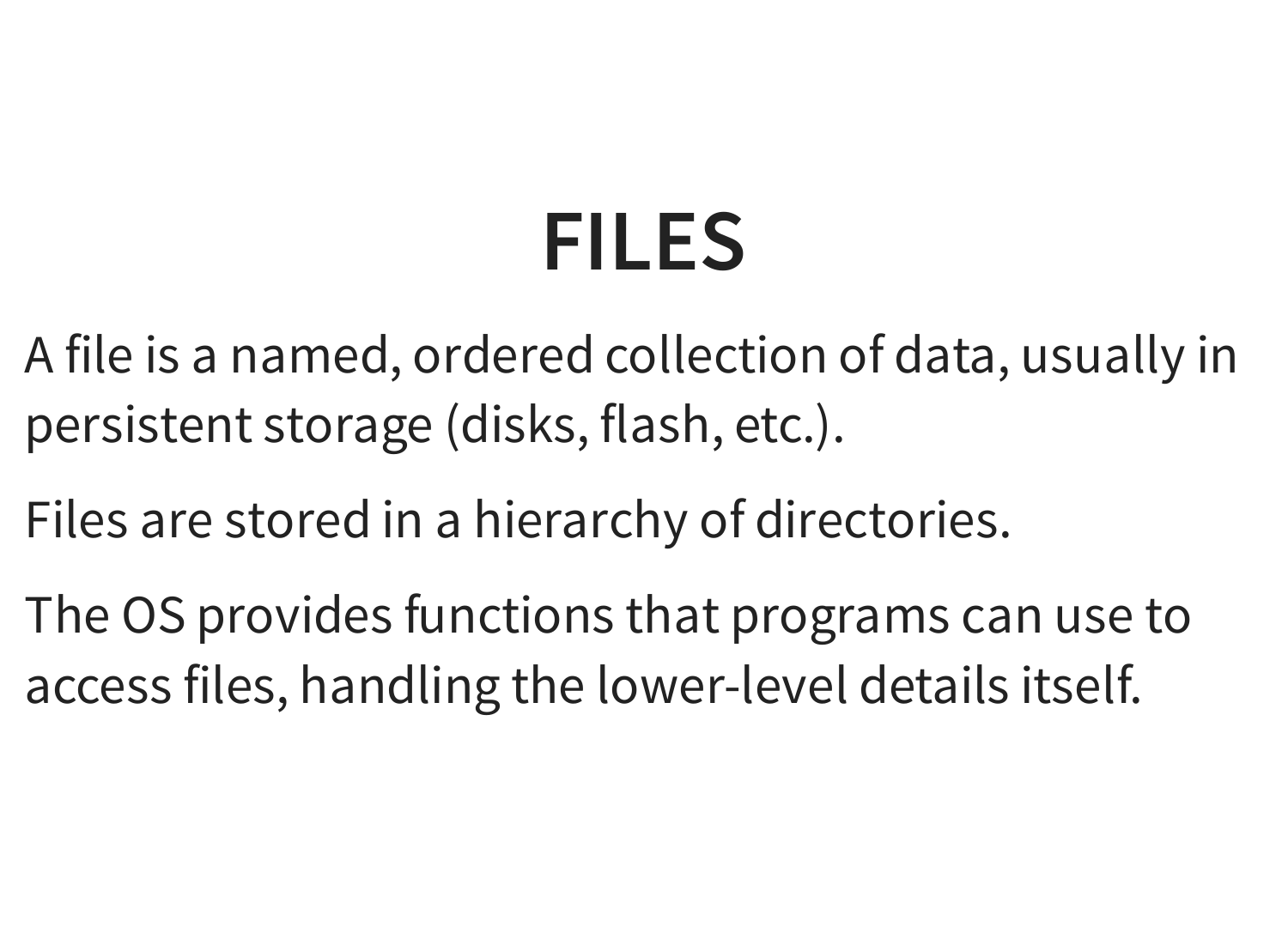# FILES

A file is a named, ordered collection of data, usually in persistent storage (disks, flash, etc.).

Files are stored in a hierarchy of directories.

The OS provides functions that programs can use to access files, handling the lower-level details itself.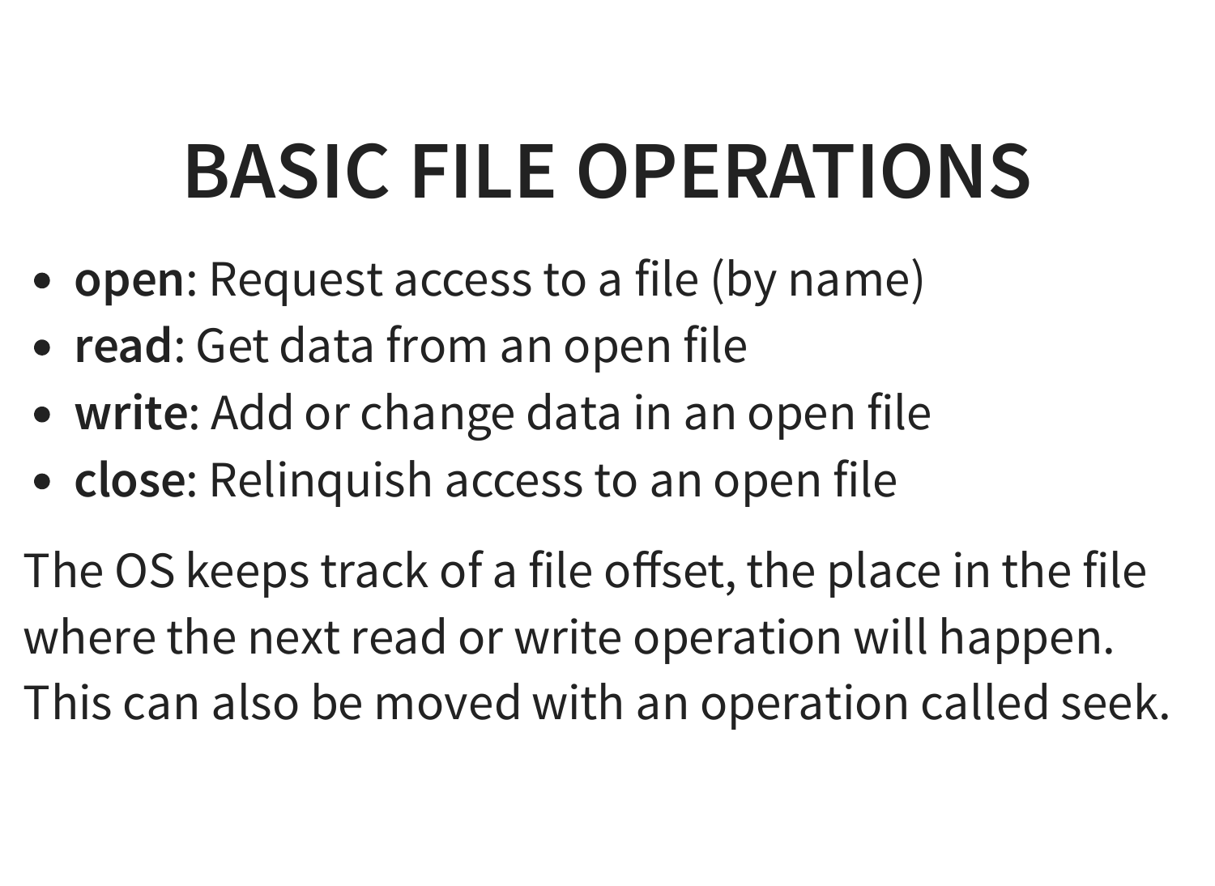# BASIC FILE OPERATIONS

- **open**: Request access to a file (by name)
- **read**: Get data from an open file
- **write**: Add or change data in an open file
- **close**: Relinquish access to an open file

The OS keeps track of a file offset, the place in the file where the next read or write operation will happen. This can also be moved with an operation called seek.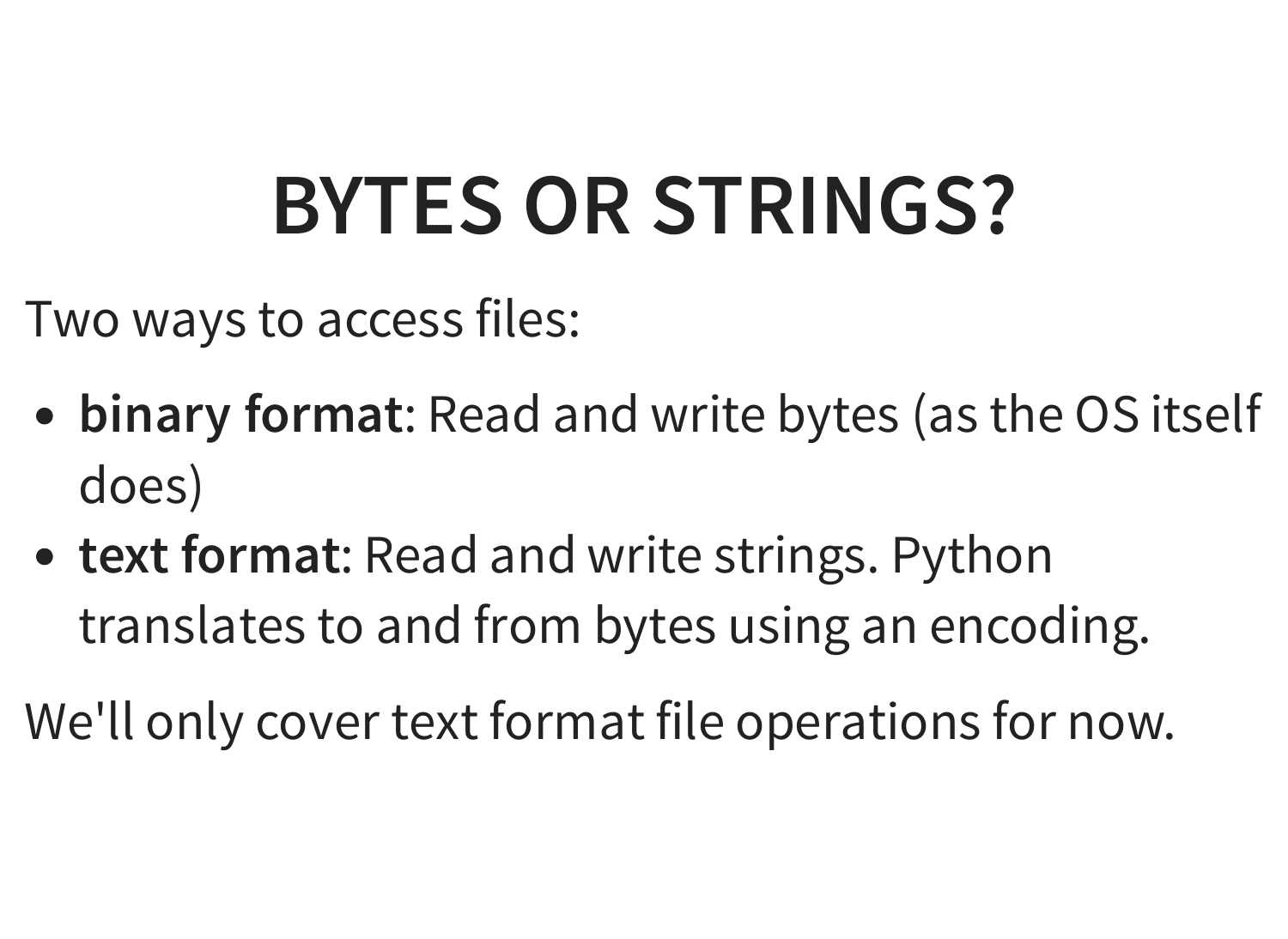# BYTES OR STRINGS?

Two ways to access files:

- **binary format**: Read and write bytes (as the OS itself does)
- **text format**: Read and write strings. Python translates to and from bytes using an encoding.

We'll only cover text format file operations for now.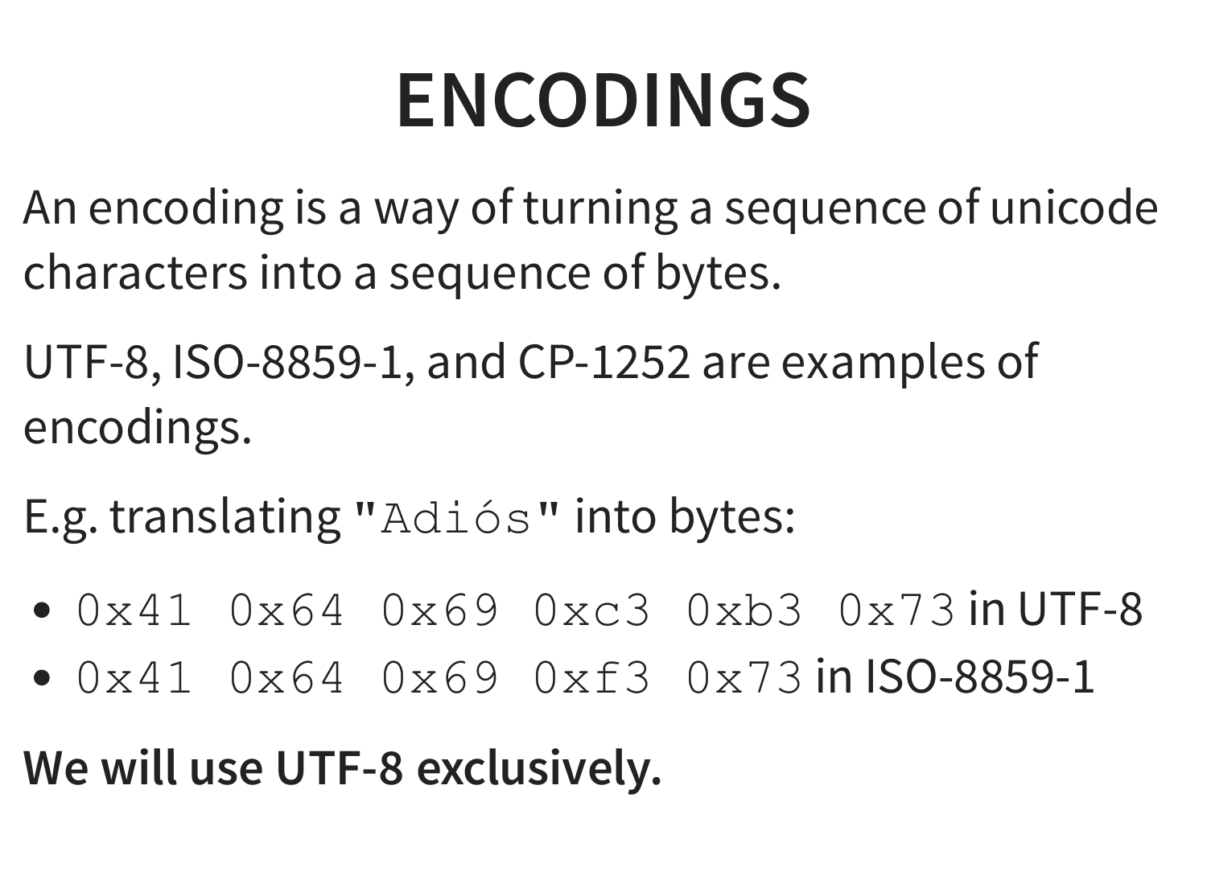# ENCODINGS

An encoding is a way of turning a sequence of unicode characters into a sequence of bytes.

UTF-8, ISO-8859-1, and CP-1252 are examples of encodings.

E.g. translating `"Adiós"` into bytes:

- `0x41 0x64 0x69 0xc3 0xb3 0x73` in UTF-8
- `0x41 0x64 0x69 0xf3 0x73` in ISO-8859-1

**We will use UTF-8 exclusively.**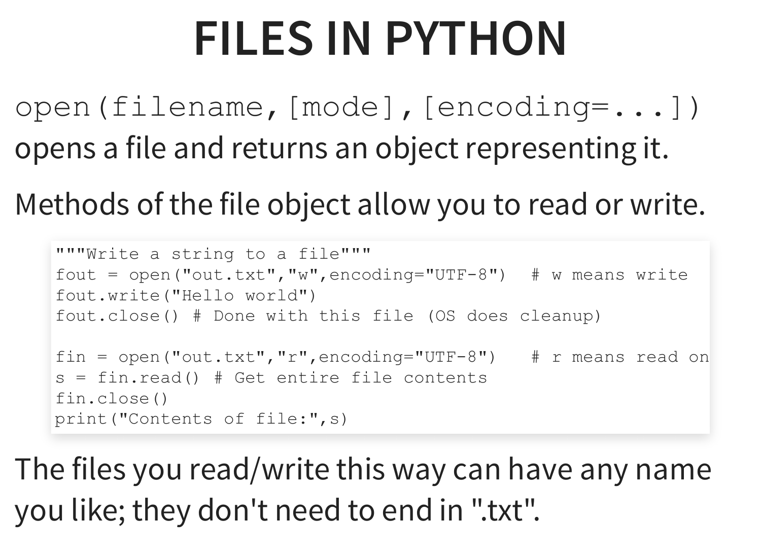# FILES IN PYTHON

`open(filename,[mode],[encoding=...])` opens a file and returns an object representing it.

Methods of the file object allow you to read or write.

```
"""Write a string to a file"""
fout = open("out.txt","w",encoding="UTF-8")  # w means write
fout.write("Hello world")
fout.close() # Done with this file (OS does cleanup)

fin = open("out.txt","r",encoding="UTF-8")   # r means read on
s = fin.read() # Get entire file contents
fin.close()
print("Contents of file:",s)
```

The files you read/write this way can have any name you like; they don't need to end in ".txt".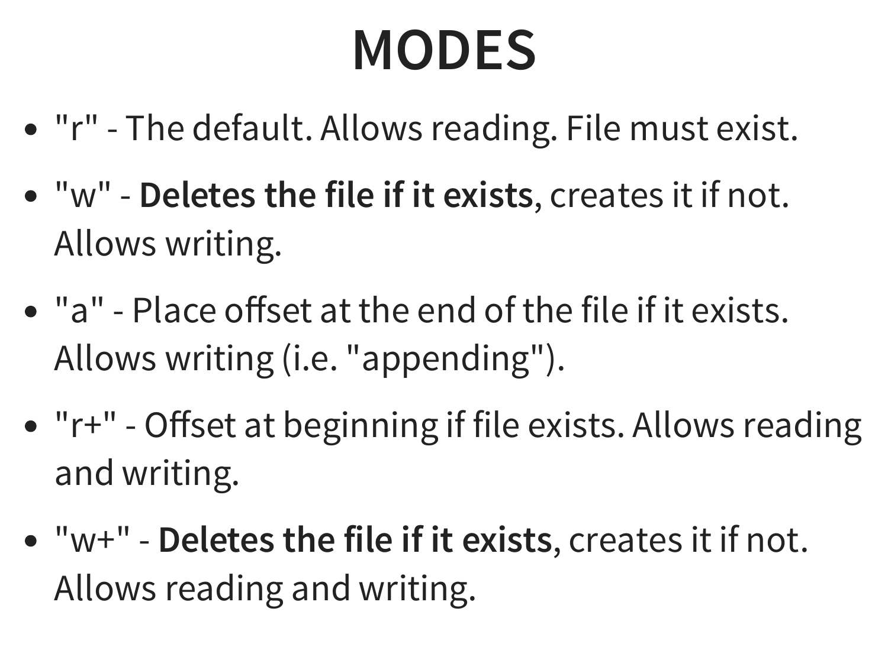# MODES

- "r" - The default. Allows reading. File must exist.
- "w" - **Deletes the file if it exists**, creates it if not. Allows writing.
- "a" - Place offset at the end of the file if it exists. Allows writing (i.e. "appending").
- "r+" - Offset at beginning if file exists. Allows reading and writing.
- "w+" - **Deletes the file if it exists**, creates it if not. Allows reading and writing.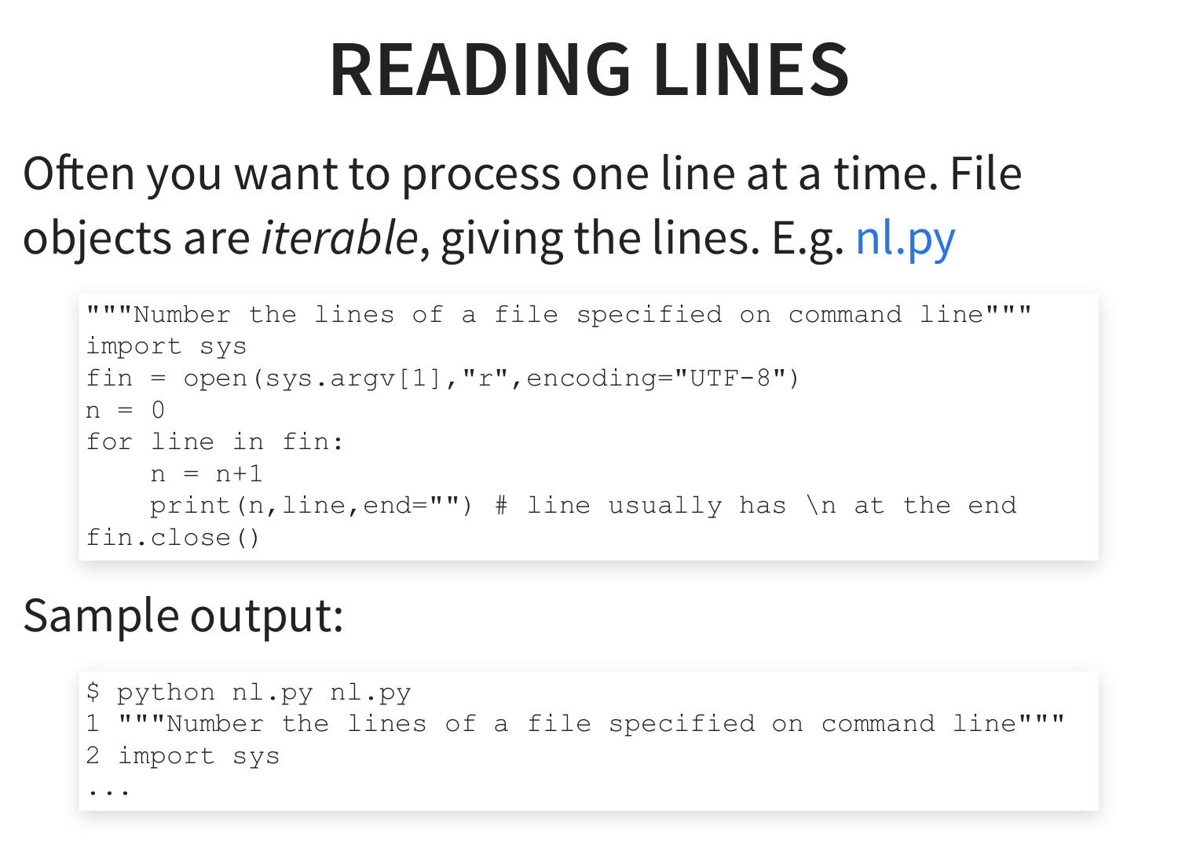# READING LINES

Often you want to process one line at a time. File objects are *iterable*, giving the lines. E.g. nl.py

```
"""Number the lines of a file specified on command line"""
import sys
fin = open(sys.argv[1],"r",encoding="UTF-8")
n = 0
for line in fin:
    n = n+1
    print(n,line,end="") # line usually has \n at the end
fin.close()
```

Sample output:

```
$ python nl.py nl.py
1 """Number the lines of a file specified on command line"""
2 import sys
...
```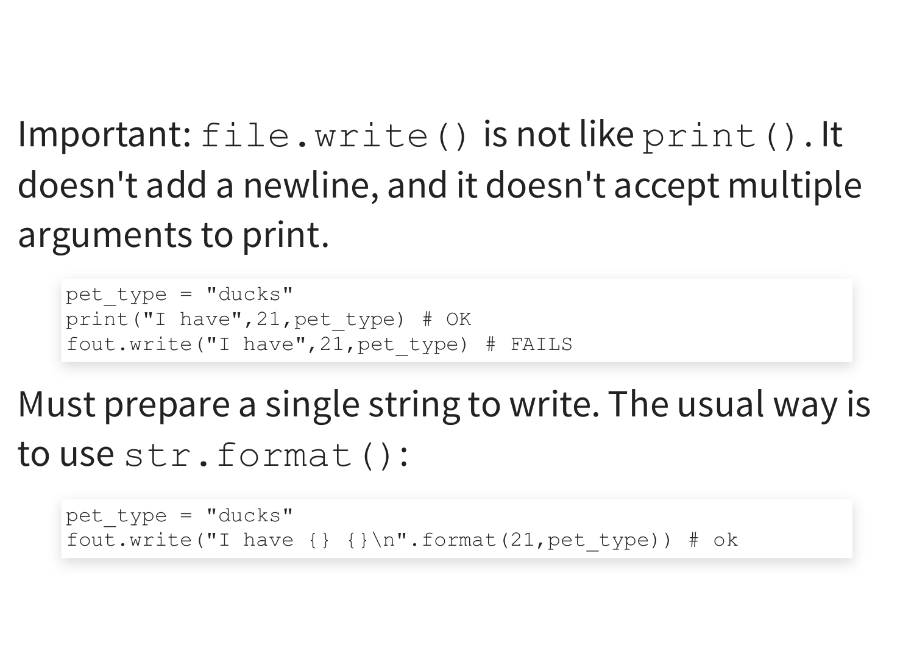Important: `file.write()` is not like `print()`. It doesn't add a newline, and it doesn't accept multiple arguments to print.

```
pet_type = "ducks"
print("I have",21,pet_type) # OK
fout.write("I have",21,pet_type) # FAILS
```

Must prepare a single string to write. The usual way is to use `str.format()`:

```
pet_type = "ducks"
fout.write("I have {} {}\n".format(21,pet_type)) # ok
```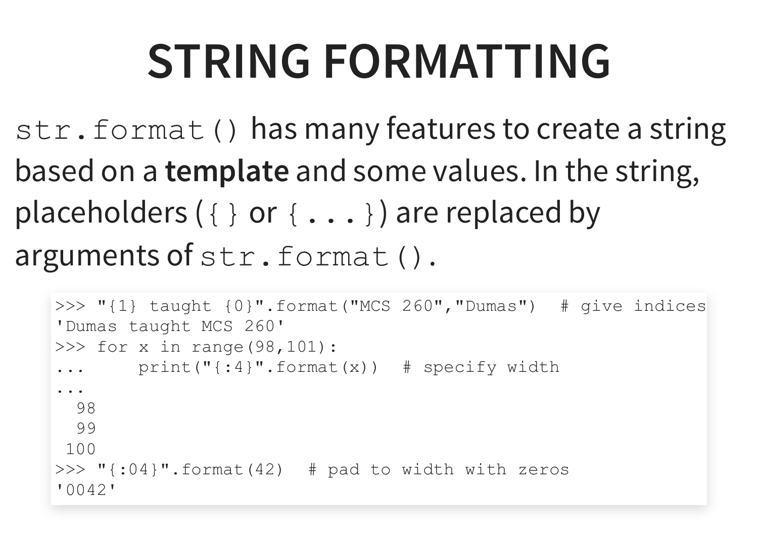# STRING FORMATTING

`str.format()` has many features to create a string based on a **template** and some values. In the string, placeholders (`{}` or `{...}`) are replaced by arguments of `str.format()`.

```
>>> "{1} taught {0}".format("MCS 260","Dumas")  # give indices
'Dumas taught MCS 260'
>>> for x in range(98,101):
...     print("{:4}".format(x))  # specify width
...
  98
  99
 100
>>> "{:04}".format(42)  # pad to width with zeros
'0042'
```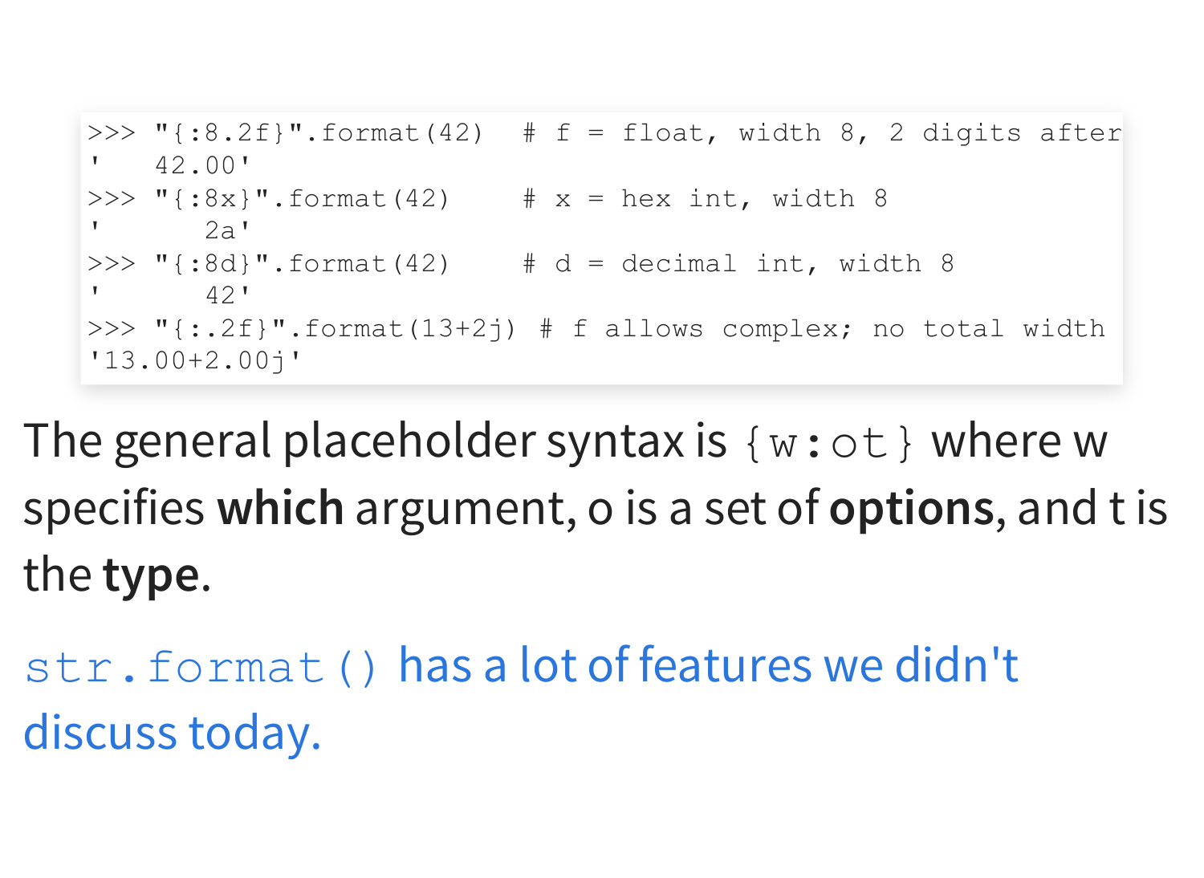```
>>> "{:8.2f}".format(42)  # f = float, width 8, 2 digits after
'   42.00'
>>> "{:8x}".format(42)    # x = hex int, width 8
'      2a'
>>> "{:8d}".format(42)    # d = decimal int, width 8
'      42'
>>> "{:.2f}".format(13+2j) # f allows complex; no total width
'13.00+2.00j'
```

The general placeholder syntax is `{w:ot}` where w specifies **which** argument, o is a set of **options**, and t is the **type**.

`str.format()` has a lot of features we didn't discuss today.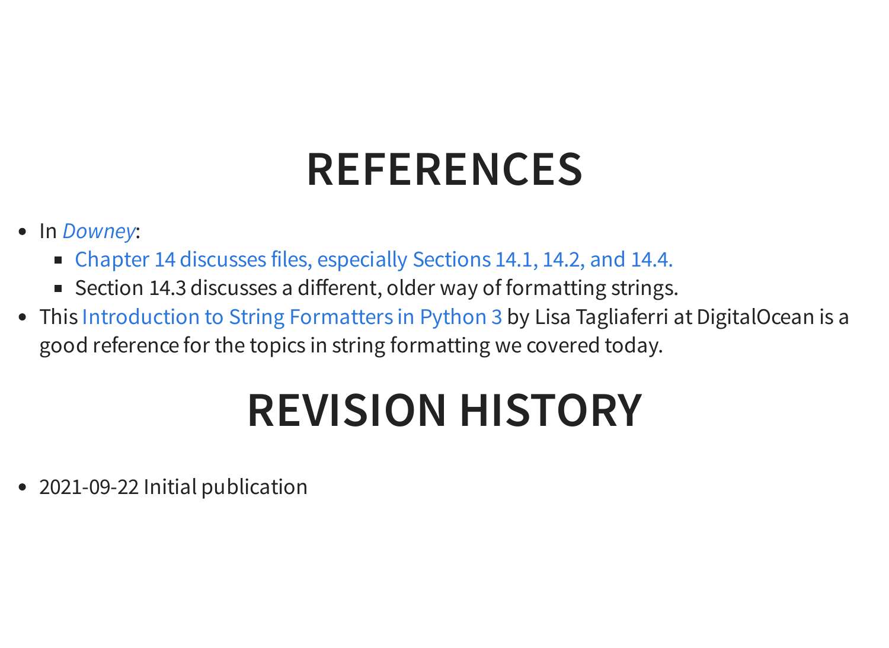# REFERENCES

- In *Downey*:
  - Chapter 14 discusses files, especially Sections 14.1, 14.2, and 14.4.
  - Section 14.3 discusses a different, older way of formatting strings.
- This Introduction to String Formatters in Python 3 by Lisa Tagliaferri at DigitalOcean is a good reference for the topics in string formatting we covered today.

# REVISION HISTORY

- 2021-09-22 Initial publication